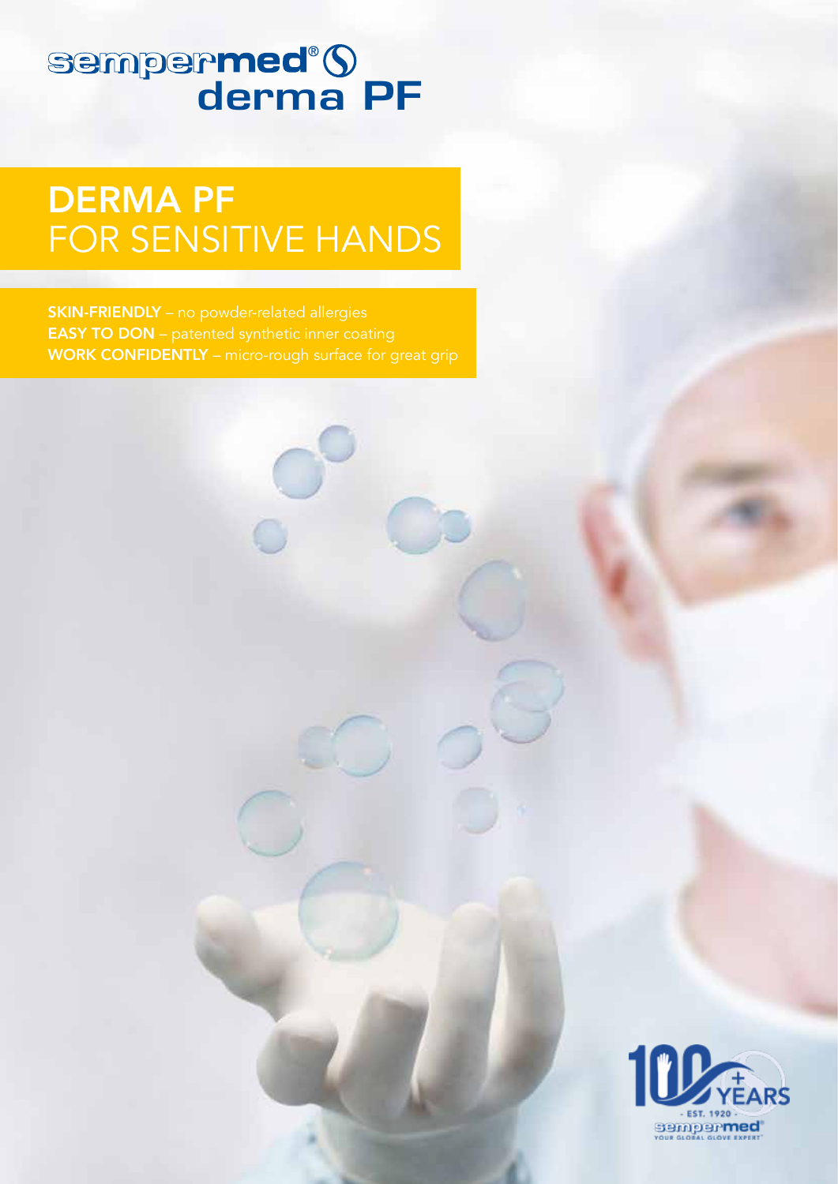# sempermed® derma PF

## DERMA PF
## FOR SENSITIVE HANDS

**SKIN-FRIENDLY** – no powder-related allergies
**EASY TO DON** – patented synthetic inner coating
**WORK CONFIDENTLY** – micro-rough surface for great grip

100+ YEARS
- EST. 1920 -
sempermed®
YOUR GLOBAL GLOVE EXPERT®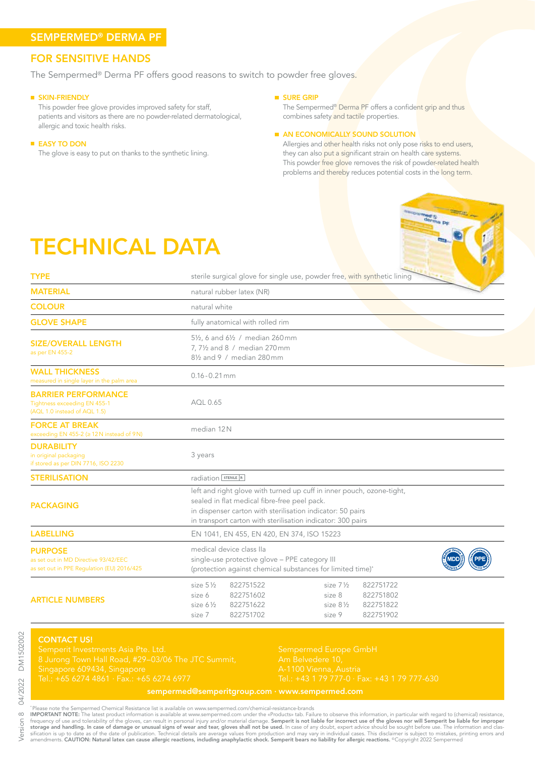# SEMPERMED® DERMA PF

## FOR SENSITIVE HANDS

The Sempermed® Derma PF offers good reasons to switch to powder free gloves.

- **SKIN-FRIENDLY**
  This powder free glove provides improved safety for staff, patients and visitors as there are no powder-related dermatological, allergic and toxic health risks.
- **EASY TO DON**
  The glove is easy to put on thanks to the synthetic lining.
- **SURE GRIP**
  The Sempermed® Derma PF offers a confident grip and thus combines safety and tactile properties.
- **AN ECONOMICALLY SOUND SOLUTION**
  Allergies and other health risks not only pose risks to end users, they can also put a significant strain on health care systems. This powder free glove removes the risk of powder-related health problems and thereby reduces potential costs in the long term.

# TECHNICAL DATA

| | |
|---|---|
| **TYPE** | sterile surgical glove for single use, powder free, with synthetic lining |
| **MATERIAL** | natural rubber latex (NR) |
| **COLOUR** | natural white |
| **GLOVE SHAPE** | fully anatomical with rolled rim |
| **SIZE/OVERALL LENGTH** as per EN 455-2 | 5½, 6 and 6½ / median 260 mm<br>7, 7½ and 8 / median 270 mm<br>8½ and 9 / median 280 mm |
| **WALL THICKNESS** measured in single layer in the palm area | 0.16 - 0.21 mm |
| **BARRIER PERFORMANCE** Tightness exceeding EN 455-1 (AQL 1.0 instead of AQL 1.5) | AQL 0.65 |
| **FORCE AT BREAK** exceeding EN 455-2 (≥ 12 N instead of 9 N) | median 12 N |
| **DURABILITY** in original packaging if stored as per DIN 7716, ISO 2230 | 3 years |
| **STERILISATION** | radiation STERILE R |
| **PACKAGING** | left and right glove with turned up cuff in inner pouch, ozone-tight, sealed in flat medical fibre-free peel pack.<br>in dispenser carton with sterilisation indicator: 50 pairs<br>in transport carton with sterilisation indicator: 300 pairs |
| **LABELLING** | EN 1041, EN 455, EN 420, EN 374, ISO 15223 |
| **PURPOSE** as set out in MD Directive 93/42/EEC as set out in PPE Regulation (EU) 2016/425 | medical device class IIa<br>single-use protective glove – PPE category III<br>(protection against chemical substances for limited time)* |
| **ARTICLE NUMBERS** | size 5½ 822751522<br>size 6 822751602<br>size 6½ 822751622<br>size 7 822751702<br>size 7½ 822751722<br>size 8 822751802<br>size 8½ 822751822<br>size 9 822751902 |

## CONTACT US!

Semperit Investments Asia Pte. Ltd.
8 Jurong Town Hall Road, #29–03/06 The JTC Summit,
Singapore 609434, Singapore
Tel.: +65 6274 4861 · Fax.: +65 6274 6977

Sempermed Europe GmbH
Am Belvedere 10,
A-1100 Vienna, Austria
Tel.: +43 1 79 777-0 · Fax: +43 1 79 777-630

sempermed@semperitgroup.com · www.sempermed.com

*Please note the Sempermed Chemical Resistance list is available on www.sempermed.com/chemical-resistance-brands

**IMPORTANT NOTE:** The latest product information is available at www.sempermed.com under the «Products» tab. Failure to observe this information, in particular with regard to (chemical) resistance, frequency of use and tolerability of the gloves, can result in personal injury and/or material damage. **Semperit is not liable for incorrect use of the gloves nor will Semperit be liable for improper storage and handling. In case of damage or unusual signs of wear and tear, gloves shall not be used.** In case of any doubt, expert advice should be sought before use. The information and classification is up to date as of the date of publication. Technical details are average values from production and may vary in individual cases. This disclaimer is subject to mistakes, printing errors and amendments. **CAUTION: Natural latex can cause allergic reactions, including anaphylactic shock. Semperit bears no liability for allergic reactions.** ©Copyright 2022 Sempermed

Version 8 04/2022 DM1502002